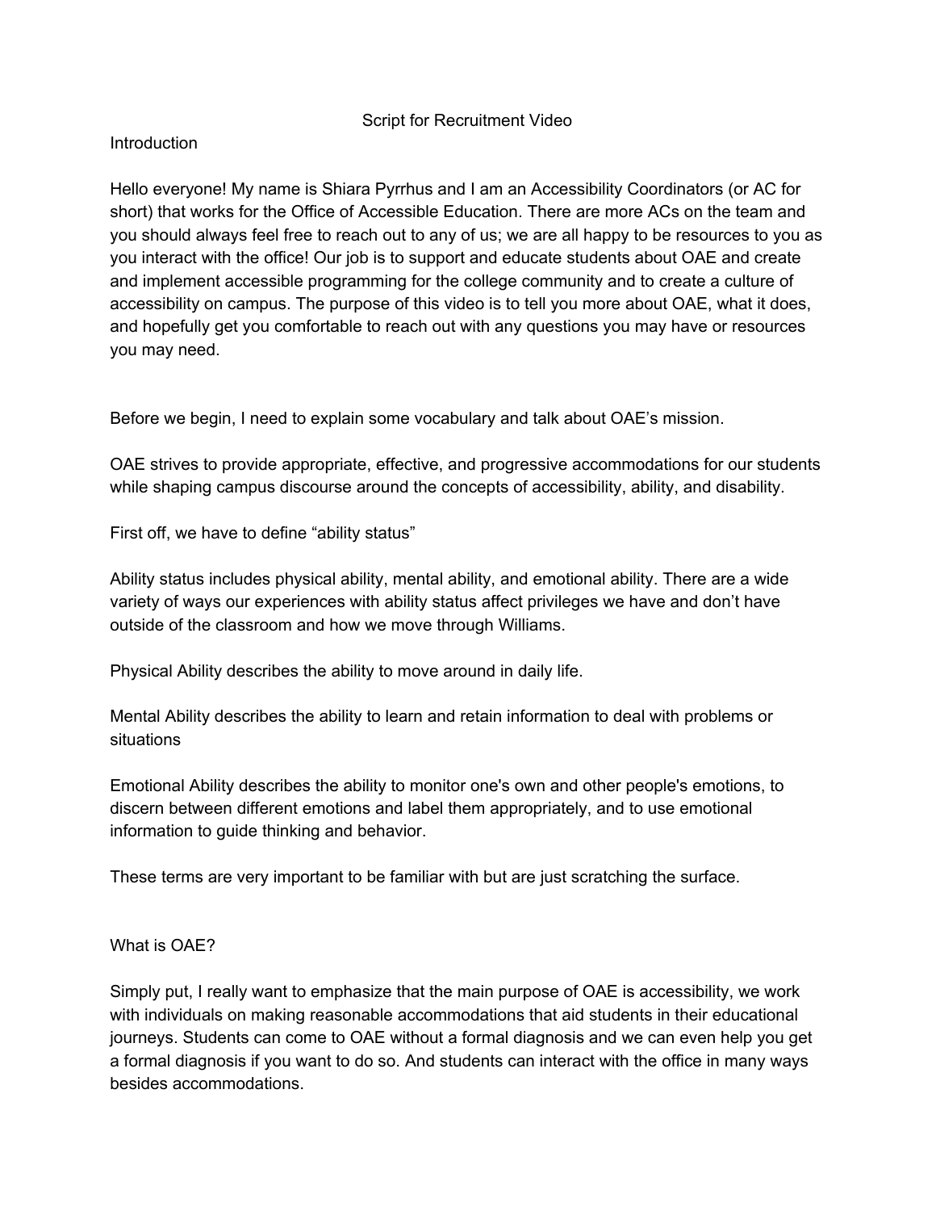# Script for Recruitment Video

## Introduction

Hello everyone! My name is Shiara Pyrrhus and I am an Accessibility Coordinators (or AC for short) that works for the Office of Accessible Education. There are more ACs on the team and you should always feel free to reach out to any of us; we are all happy to be resources to you as you interact with the office! Our job is to support and educate students about OAE and create and implement accessible programming for the college community and to create a culture of accessibility on campus. The purpose of this video is to tell you more about OAE, what it does, and hopefully get you comfortable to reach out with any questions you may have or resources you may need.

Before we begin, I need to explain some vocabulary and talk about OAE's mission.

OAE strives to provide appropriate, effective, and progressive accommodations for our students while shaping campus discourse around the concepts of accessibility, ability, and disability.

First off, we have to define "ability status"

Ability status includes physical ability, mental ability, and emotional ability. There are a wide variety of ways our experiences with ability status affect privileges we have and don't have outside of the classroom and how we move through Williams.

Physical Ability describes the ability to move around in daily life.

Mental Ability describes the ability to learn and retain information to deal with problems or situations

Emotional Ability describes the ability to monitor one's own and other people's emotions, to discern between different emotions and label them appropriately, and to use emotional information to guide thinking and behavior.

These terms are very important to be familiar with but are just scratching the surface.

## What is OAE?

Simply put, I really want to emphasize that the main purpose of OAE is accessibility, we work with individuals on making reasonable accommodations that aid students in their educational journeys. Students can come to OAE without a formal diagnosis and we can even help you get a formal diagnosis if you want to do so. And students can interact with the office in many ways besides accommodations.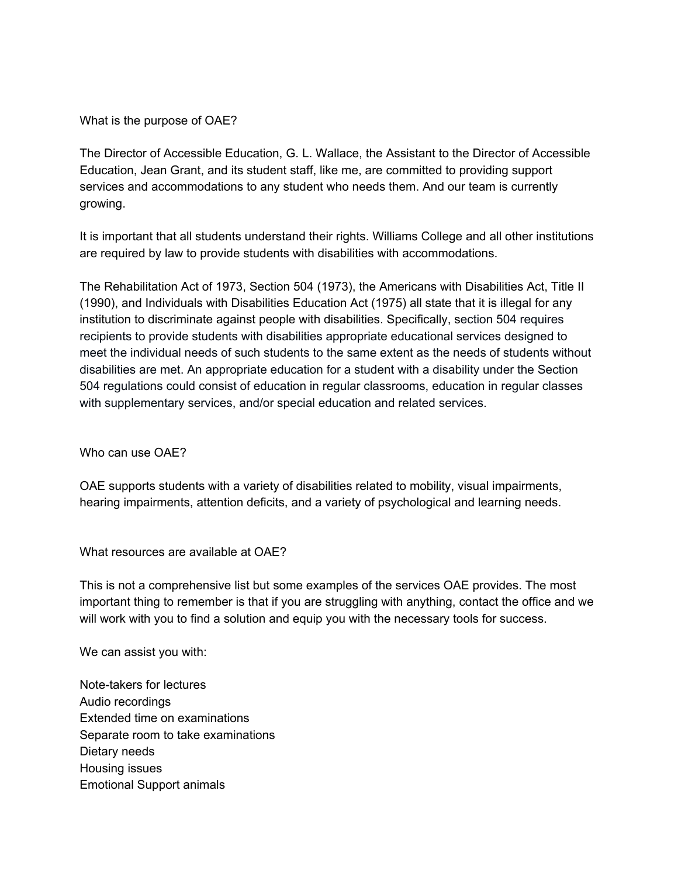## What is the purpose of OAE?

The Director of Accessible Education, G. L. Wallace, the Assistant to the Director of Accessible Education, Jean Grant, and its student staff, like me, are committed to providing support services and accommodations to any student who needs them. And our team is currently growing.

It is important that all students understand their rights. Williams College and all other institutions are required by law to provide students with disabilities with accommodations.

The Rehabilitation Act of 1973, Section 504 (1973), the Americans with Disabilities Act, Title II (1990), and Individuals with Disabilities Education Act (1975) all state that it is illegal for any institution to discriminate against people with disabilities. Specifically, section 504 requires recipients to provide students with disabilities appropriate educational services designed to meet the individual needs of such students to the same extent as the needs of students without disabilities are met. An appropriate education for a student with a disability under the Section 504 regulations could consist of education in regular classrooms, education in regular classes with supplementary services, and/or special education and related services.

## Who can use OAE?

OAE supports students with a variety of disabilities related to mobility, visual impairments, hearing impairments, attention deficits, and a variety of psychological and learning needs.

## What resources are available at OAE?

This is not a comprehensive list but some examples of the services OAE provides. The most important thing to remember is that if you are struggling with anything, contact the office and we will work with you to find a solution and equip you with the necessary tools for success.

We can assist you with:

- Note-takers for lectures
- Audio recordings
- Extended time on examinations
- Separate room to take examinations
- Dietary needs
- Housing issues
- Emotional Support animals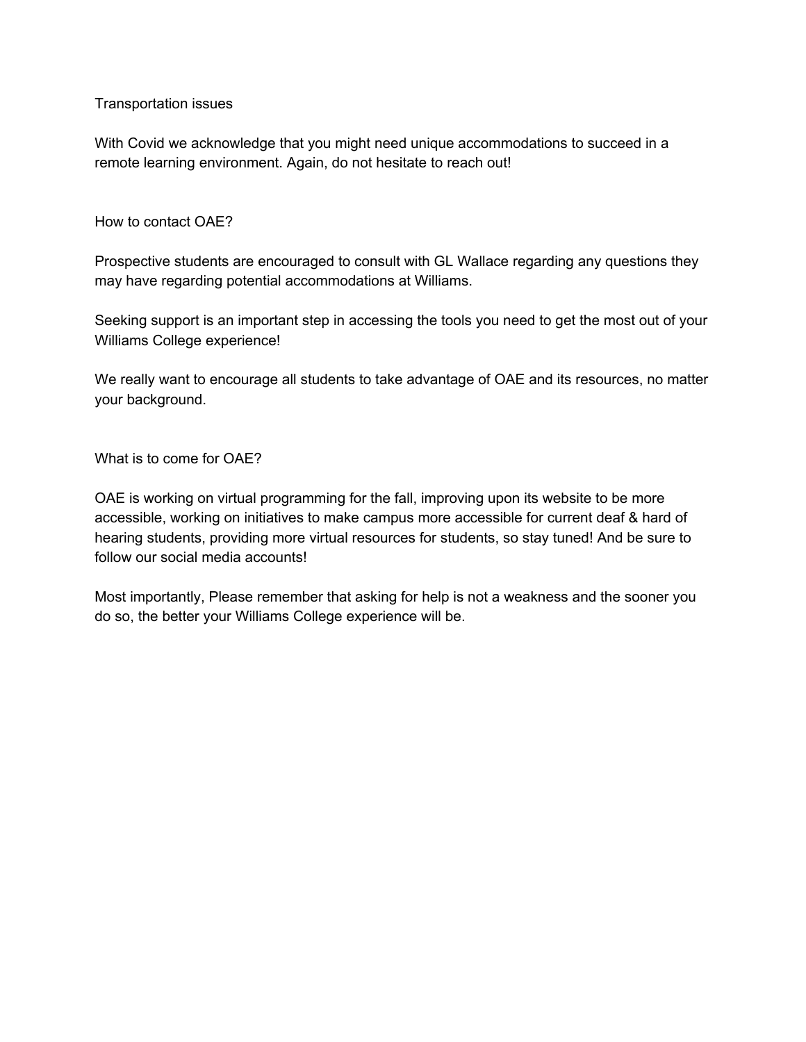Transportation issues

With Covid we acknowledge that you might need unique accommodations to succeed in a remote learning environment. Again, do not hesitate to reach out!

## How to contact OAE?

Prospective students are encouraged to consult with GL Wallace regarding any questions they may have regarding potential accommodations at Williams.

Seeking support is an important step in accessing the tools you need to get the most out of your Williams College experience!

We really want to encourage all students to take advantage of OAE and its resources, no matter your background.

## What is to come for OAE?

OAE is working on virtual programming for the fall, improving upon its website to be more accessible, working on initiatives to make campus more accessible for current deaf & hard of hearing students, providing more virtual resources for students, so stay tuned! And be sure to follow our social media accounts!

Most importantly, Please remember that asking for help is not a weakness and the sooner you do so, the better your Williams College experience will be.